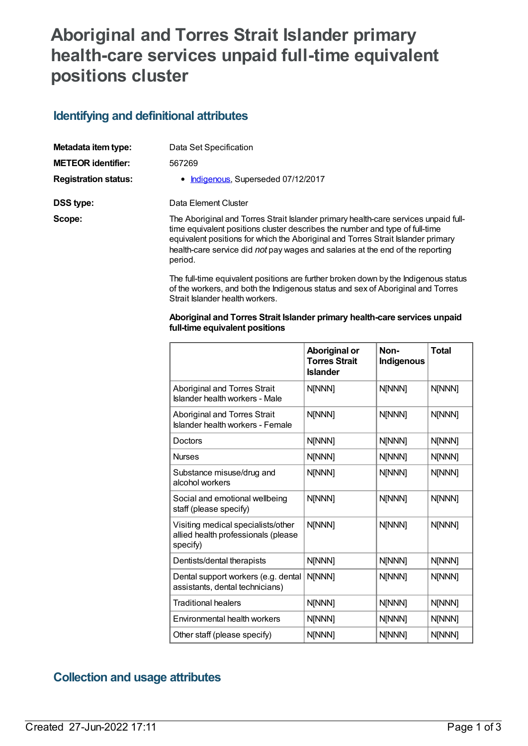# Aboriginal and Torres Strait Islander primary health-care services unpaid full-time equivalent positions cluster

## Identifying and definitional attributes

**Metadata item type:** Data Set Specification

**METEOR identifier:** 567269

**Registration status:**

- Indigenous, Superseded 07/12/2017

**DSS type:** Data Element Cluster

**Scope:**

The Aboriginal and Torres Strait Islander primary health-care services unpaid full-time equivalent positions cluster describes the number and type of full-time equivalent positions for which the Aboriginal and Torres Strait Islander primary health-care service did *not* pay wages and salaries at the end of the reporting period.

The full-time equivalent positions are further broken down by the Indigenous status of the workers, and both the Indigenous status and sex of Aboriginal and Torres Strait Islander health workers.

**Aboriginal and Torres Strait Islander primary health-care services unpaid full-time equivalent positions**

| | Aboriginal or Torres Strait Islander | Non-Indigenous | Total |
|---|---|---|---|
| Aboriginal and Torres Strait Islander health workers - Male | N[NNN] | N[NNN] | N[NNN] |
| Aboriginal and Torres Strait Islander health workers - Female | N[NNN] | N[NNN] | N[NNN] |
| Doctors | N[NNN] | N[NNN] | N[NNN] |
| Nurses | N[NNN] | N[NNN] | N[NNN] |
| Substance misuse/drug and alcohol workers | N[NNN] | N[NNN] | N[NNN] |
| Social and emotional wellbeing staff (please specify) | N[NNN] | N[NNN] | N[NNN] |
| Visiting medical specialists/other allied health professionals (please specify) | N[NNN] | N[NNN] | N[NNN] |
| Dentists/dental therapists | N[NNN] | N[NNN] | N[NNN] |
| Dental support workers (e.g. dental assistants, dental technicians) | N[NNN] | N[NNN] | N[NNN] |
| Traditional healers | N[NNN] | N[NNN] | N[NNN] |
| Environmental health workers | N[NNN] | N[NNN] | N[NNN] |
| Other staff (please specify) | N[NNN] | N[NNN] | N[NNN] |

## Collection and usage attributes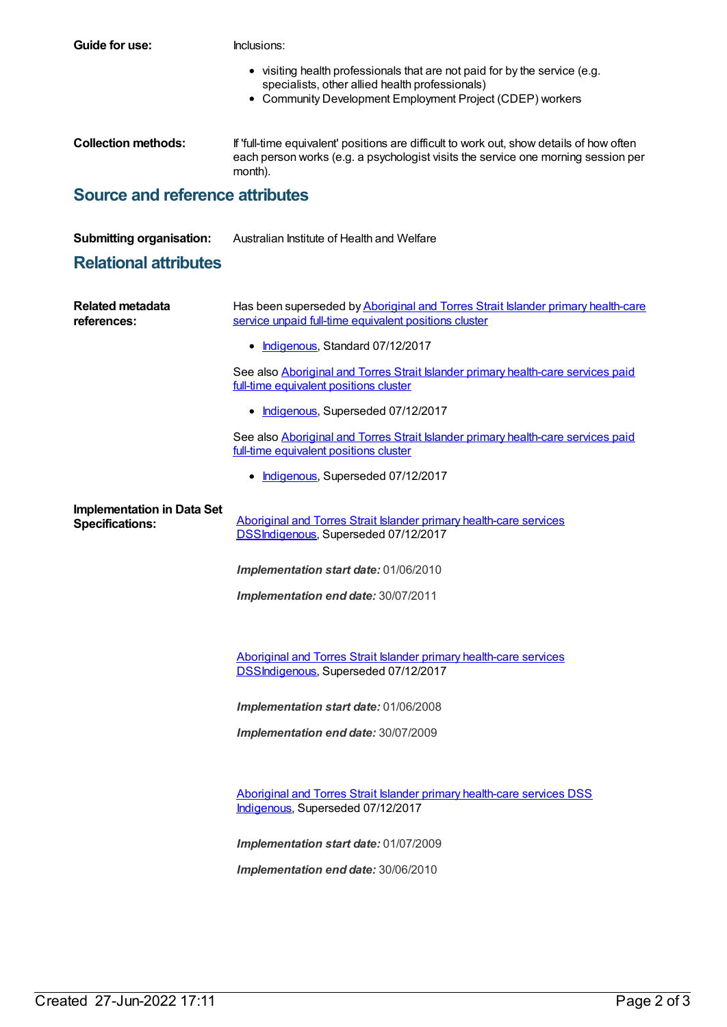**Guide for use:** Inclusions:

- visiting health professionals that are not paid for by the service (e.g. specialists, other allied health professionals)
- Community Development Employment Project (CDEP) workers

**Collection methods:** If 'full-time equivalent' positions are difficult to work out, show details of how often each person works (e.g. a psychologist visits the service one morning session per month).

## Source and reference attributes

**Submitting organisation:** Australian Institute of Health and Welfare

## Relational attributes

**Related metadata references:**

Has been superseded by Aboriginal and Torres Strait Islander primary health-care service unpaid full-time equivalent positions cluster

- Indigenous, Standard 07/12/2017

See also Aboriginal and Torres Strait Islander primary health-care services paid full-time equivalent positions cluster

- Indigenous, Superseded 07/12/2017

See also Aboriginal and Torres Strait Islander primary health-care services paid full-time equivalent positions cluster

- Indigenous, Superseded 07/12/2017

**Implementation in Data Set Specifications:**

Aboriginal and Torres Strait Islander primary health-care services DSSIndigenous, Superseded 07/12/2017

***Implementation start date:*** 01/06/2010

***Implementation end date:*** 30/07/2011

Aboriginal and Torres Strait Islander primary health-care services DSSIndigenous, Superseded 07/12/2017

***Implementation start date:*** 01/06/2008

***Implementation end date:*** 30/07/2009

Aboriginal and Torres Strait Islander primary health-care services DSS Indigenous, Superseded 07/12/2017

***Implementation start date:*** 01/07/2009

***Implementation end date:*** 30/06/2010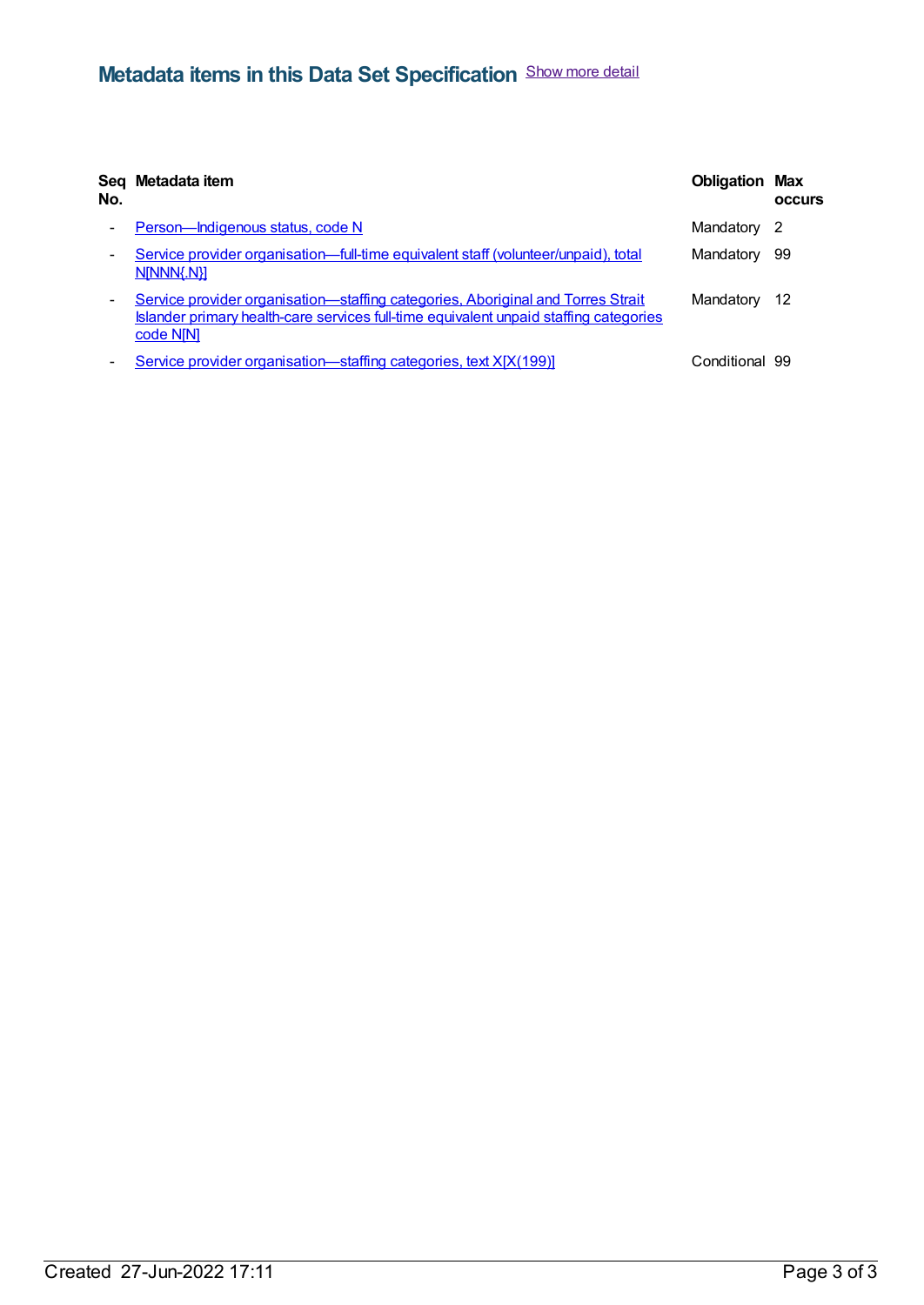## Metadata items in this Data Set Specification Show more detail

| Seq No. | Metadata item | Obligation | Max occurs |
|---|---|---|---|
| - | Person—Indigenous status, code N | Mandatory | 2 |
| - | Service provider organisation—full-time equivalent staff (volunteer/unpaid), total N[NNN{.N}] | Mandatory | 99 |
| - | Service provider organisation—staffing categories, Aboriginal and Torres Strait Islander primary health-care services full-time equivalent unpaid staffing categories code N[N] | Mandatory | 12 |
| - | Service provider organisation—staffing categories, text X[X(199)] | Conditional | 99 |